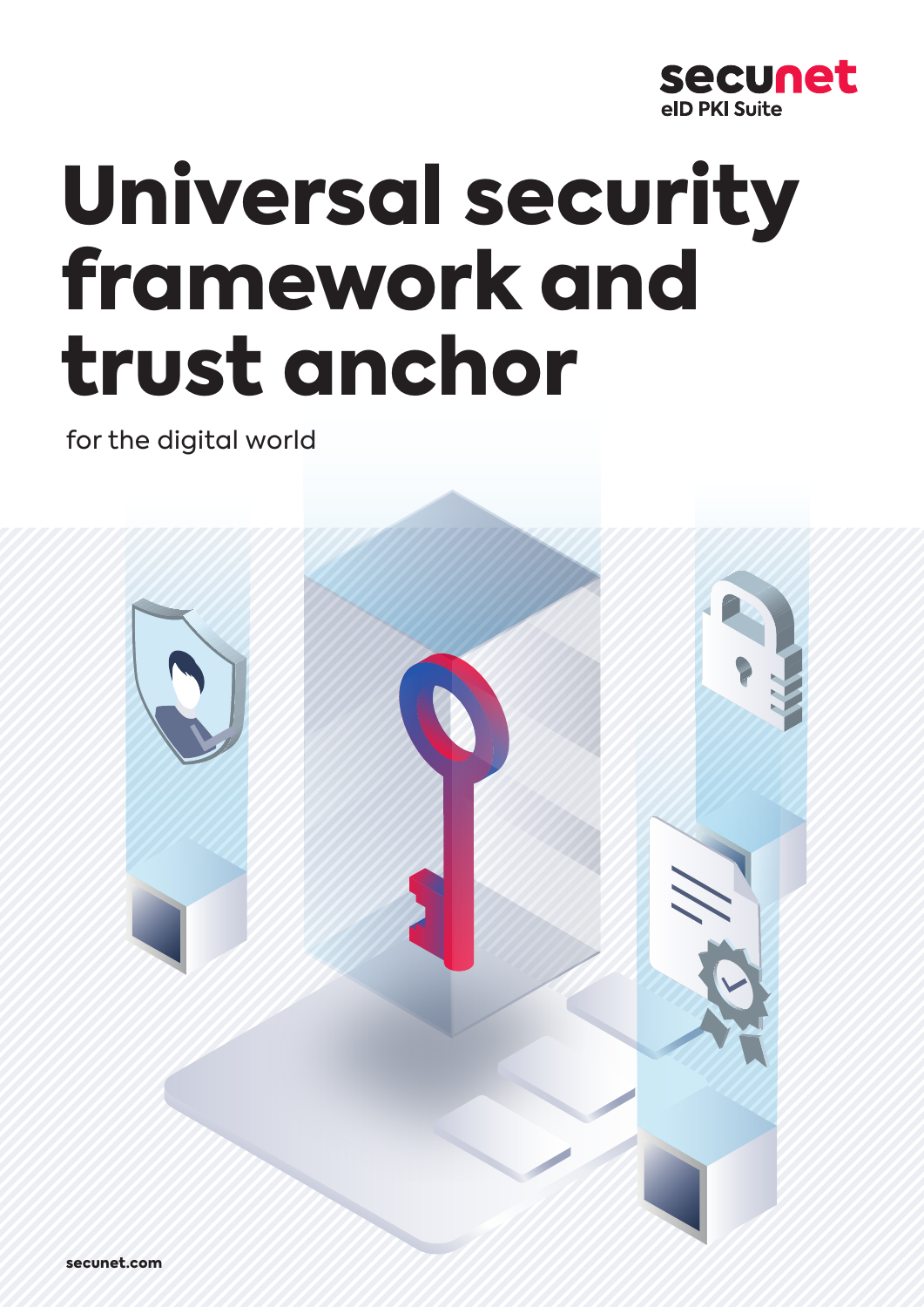secunet
eID PKI Suite

# Universal security framework and trust anchor

for the digital world

secunet.com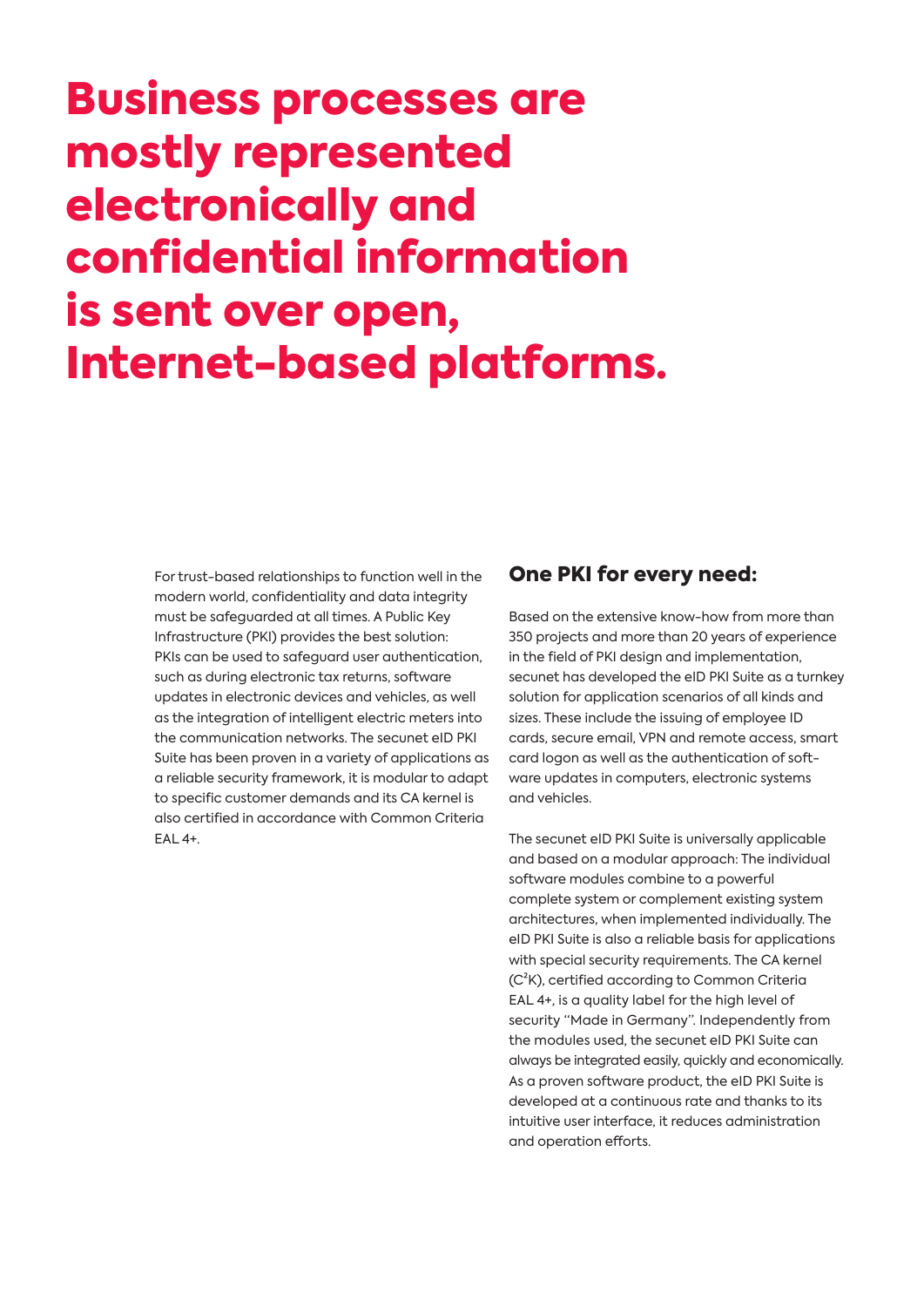# Business processes are mostly represented electronically and confidential information is sent over open, Internet-based platforms.

For trust-based relationships to function well in the modern world, confidentiality and data integrity must be safeguarded at all times. A Public Key Infrastructure (PKI) provides the best solution: PKIs can be used to safeguard user authentication, such as during electronic tax returns, software updates in electronic devices and vehicles, as well as the integration of intelligent electric meters into the communication networks. The secunet eID PKI Suite has been proven in a variety of applications as a reliable security framework, it is modular to adapt to specific customer demands and its CA kernel is also certified in accordance with Common Criteria EAL 4+.

## One PKI for every need:

Based on the extensive know-how from more than 350 projects and more than 20 years of experience in the field of PKI design and implementation, secunet has developed the eID PKI Suite as a turnkey solution for application scenarios of all kinds and sizes. These include the issuing of employee ID cards, secure email, VPN and remote access, smart card logon as well as the authentication of software updates in computers, electronic systems and vehicles.

The secunet eID PKI Suite is universally applicable and based on a modular approach: The individual software modules combine to a powerful complete system or complement existing system architectures, when implemented individually. The eID PKI Suite is also a reliable basis for applications with special security requirements. The CA kernel ($C^2K$), certified according to Common Criteria EAL 4+, is a quality label for the high level of security "Made in Germany". Independently from the modules used, the secunet eID PKI Suite can always be integrated easily, quickly and economically. As a proven software product, the eID PKI Suite is developed at a continuous rate and thanks to its intuitive user interface, it reduces administration and operation efforts.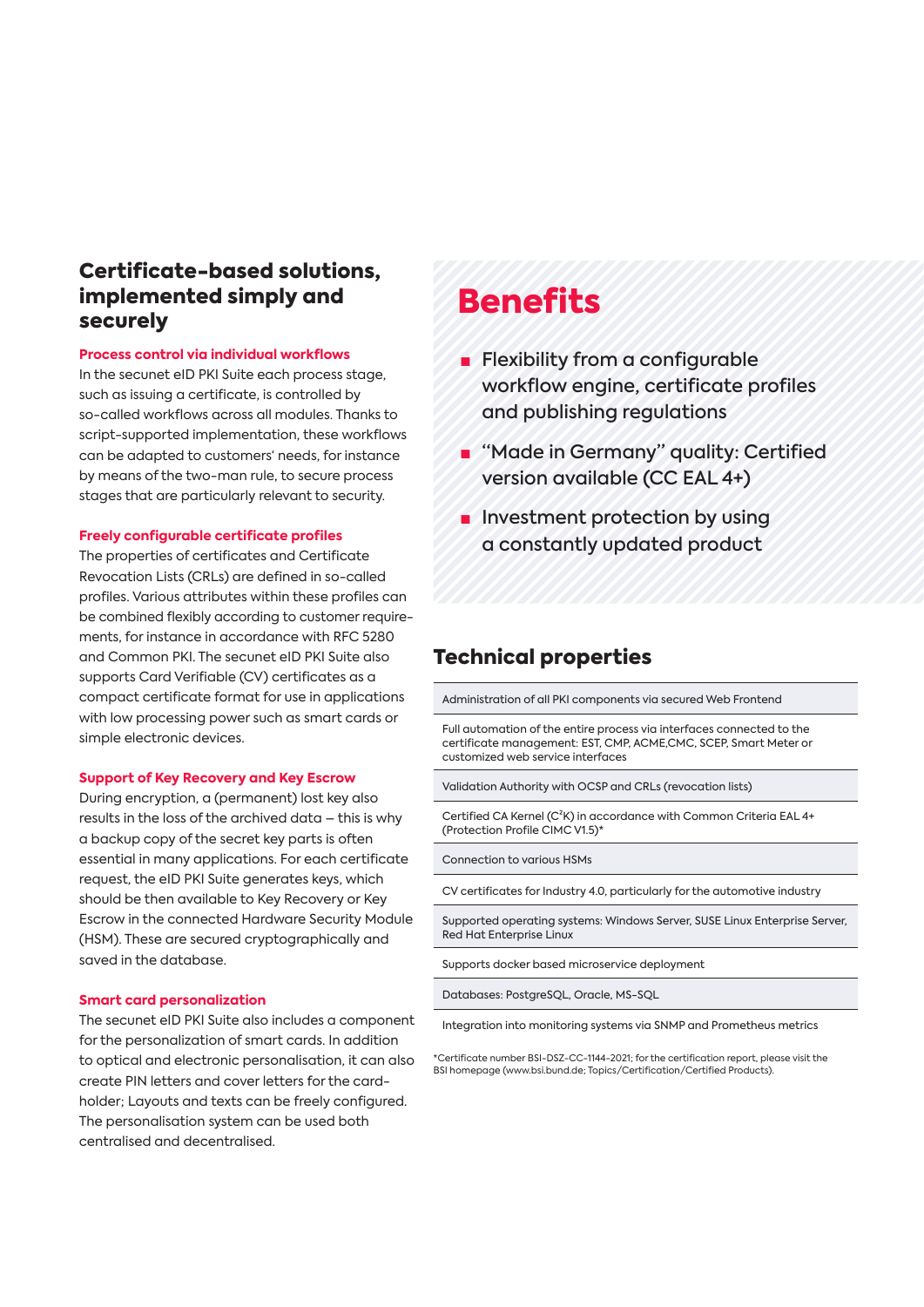## Certificate-based solutions, implemented simply and securely

### Process control via individual workflows

In the secunet eID PKI Suite each process stage, such as issuing a certificate, is controlled by so-called workflows across all modules. Thanks to script-supported implementation, these workflows can be adapted to customers' needs, for instance by means of the two-man rule, to secure process stages that are particularly relevant to security.

### Freely configurable certificate profiles

The properties of certificates and Certificate Revocation Lists (CRLs) are defined in so-called profiles. Various attributes within these profiles can be combined flexibly according to customer requirements, for instance in accordance with RFC 5280 and Common PKI. The secunet eID PKI Suite also supports Card Verifiable (CV) certificates as a compact certificate format for use in applications with low processing power such as smart cards or simple electronic devices.

### Support of Key Recovery and Key Escrow

During encryption, a (permanent) lost key also results in the loss of the archived data – this is why a backup copy of the secret key parts is often essential in many applications. For each certificate request, the eID PKI Suite generates keys, which should be then available to Key Recovery or Key Escrow in the connected Hardware Security Module (HSM). These are secured cryptographically and saved in the database.

### Smart card personalization

The secunet eID PKI Suite also includes a component for the personalization of smart cards. In addition to optical and electronic personalisation, it can also create PIN letters and cover letters for the cardholder; Layouts and texts can be freely configured. The personalisation system can be used both centralised and decentralised.

## Benefits

- Flexibility from a configurable workflow engine, certificate profiles and publishing regulations
- “Made in Germany” quality: Certified version available (CC EAL 4+)
- Investment protection by using a constantly updated product

## Technical properties

| |
|---|
| Administration of all PKI components via secured Web Frontend |
| Full automation of the entire process via interfaces connected to the certificate management: EST, CMP, ACME,CMC, SCEP, Smart Meter or customized web service interfaces |
| Validation Authority with OCSP and CRLs (revocation lists) |
| Certified CA Kernel ($C^2K$) in accordance with Common Criteria EAL 4+ (Protection Profile CIMC V1.5)* |
| Connection to various HSMs |
| CV certificates for Industry 4.0, particularly for the automotive industry |
| Supported operating systems: Windows Server, SUSE Linux Enterprise Server, Red Hat Enterprise Linux |
| Supports docker based microservice deployment |
| Databases: PostgreSQL, Oracle, MS-SQL |
| Integration into monitoring systems via SNMP and Prometheus metrics |

*Certificate number BSI-DSZ-CC-1144-2021; for the certification report, please visit the BSI homepage (www.bsi.bund.de; Topics/Certification/Certified Products).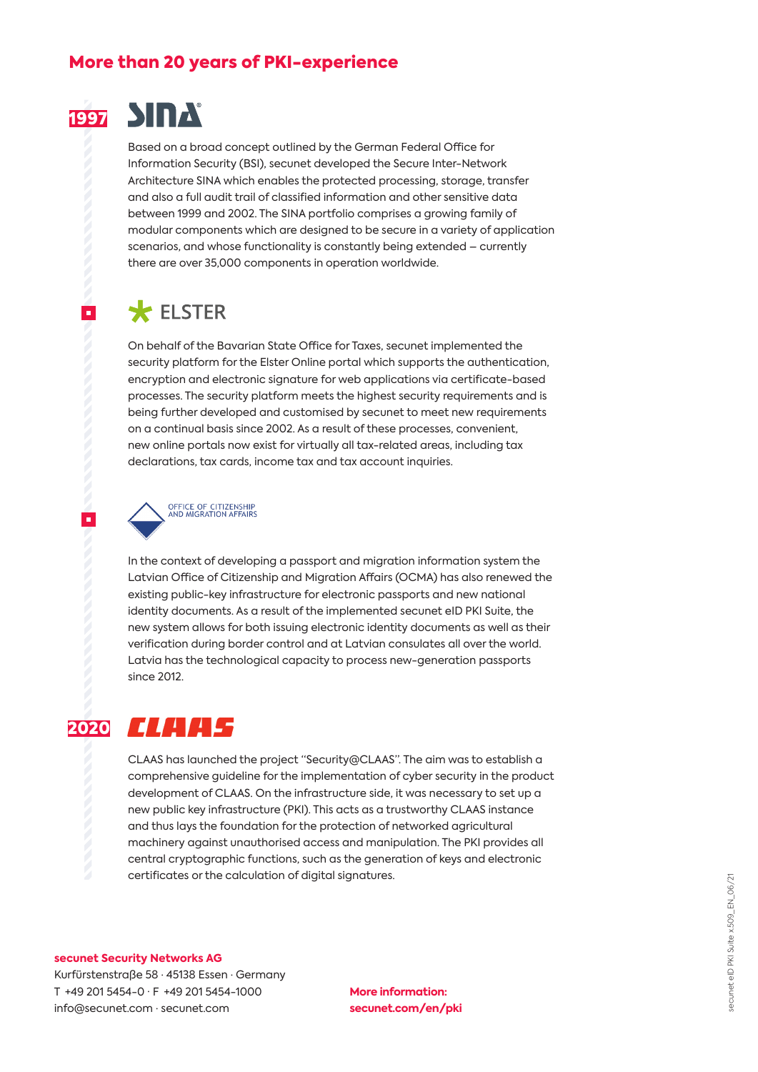## More than 20 years of PKI-experience

**1997** SINA®

Based on a broad concept outlined by the German Federal Office for Information Security (BSI), secunet developed the Secure Inter-Network Architecture SINA which enables the protected processing, storage, transfer and also a full audit trail of classified information and other sensitive data between 1999 and 2002. The SINA portfolio comprises a growing family of modular components which are designed to be secure in a variety of application scenarios, and whose functionality is constantly being extended – currently there are over 35,000 components in operation worldwide.

ELSTER

On behalf of the Bavarian State Office for Taxes, secunet implemented the security platform for the Elster Online portal which supports the authentication, encryption and electronic signature for web applications via certificate-based processes. The security platform meets the highest security requirements and is being further developed and customised by secunet to meet new requirements on a continual basis since 2002. As a result of these processes, convenient, new online portals now exist for virtually all tax-related areas, including tax declarations, tax cards, income tax and tax account inquiries.

OFFICE OF CITIZENSHIP AND MIGRATION AFFAIRS

In the context of developing a passport and migration information system the Latvian Office of Citizenship and Migration Affairs (OCMA) has also renewed the existing public-key infrastructure for electronic passports and new national identity documents. As a result of the implemented secunet eID PKI Suite, the new system allows for both issuing electronic identity documents as well as their verification during border control and at Latvian consulates all over the world. Latvia has the technological capacity to process new-generation passports since 2012.

**2020** CLAAS

CLAAS has launched the project "Security@CLAAS". The aim was to establish a comprehensive guideline for the implementation of cyber security in the product development of CLAAS. On the infrastructure side, it was necessary to set up a new public key infrastructure (PKI). This acts as a trustworthy CLAAS instance and thus lays the foundation for the protection of networked agricultural machinery against unauthorised access and manipulation. The PKI provides all central cryptographic functions, such as the generation of keys and electronic certificates or the calculation of digital signatures.

**secunet Security Networks AG**
Kurfürstenstraße 58 · 45138 Essen · Germany
T +49 201 5454-0 · F +49 201 5454-1000
info@secunet.com · secunet.com

**More information:**
**secunet.com/en/pki**

secunet eID PKI Suite x.509_EN_06/21